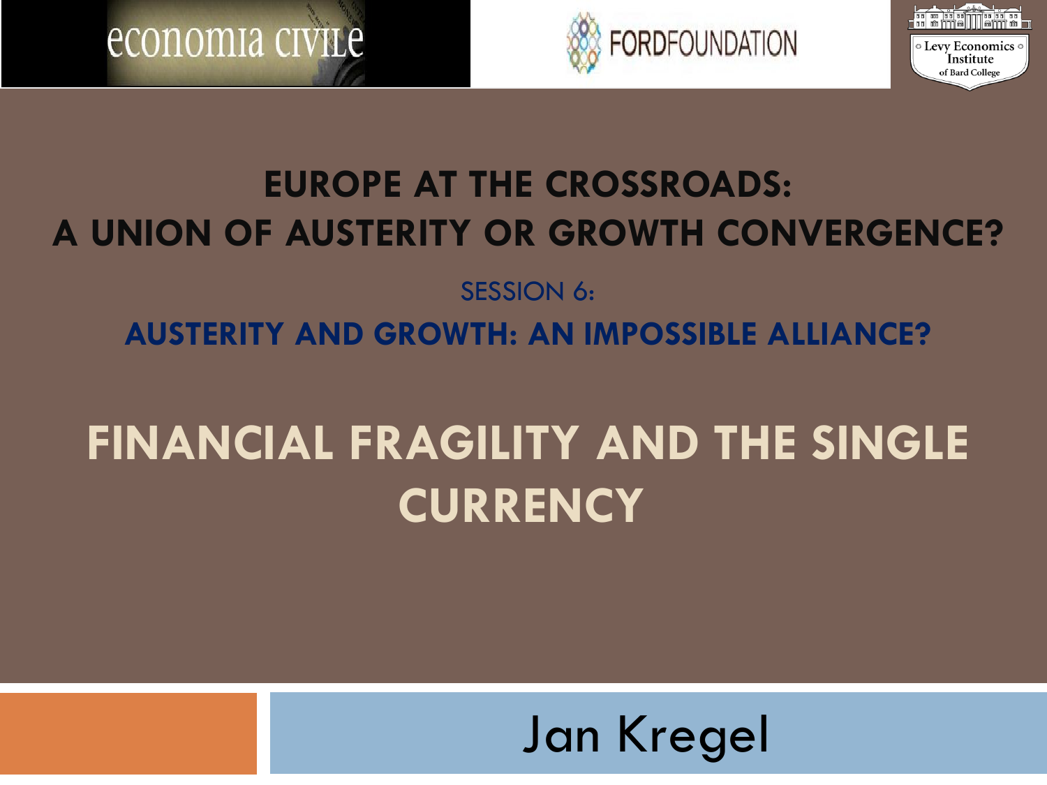economia civile

FORDFOUNDATION

Levy Economics Institute of Bard College

# EUROPE AT THE CROSSROADS: A UNION OF AUSTERITY OR GROWTH CONVERGENCE?

SESSION 6:

**AUSTERITY AND GROWTH: AN IMPOSSIBLE ALLIANCE?**

# FINANCIAL FRAGILITY AND THE SINGLE CURRENCY

Jan Kregel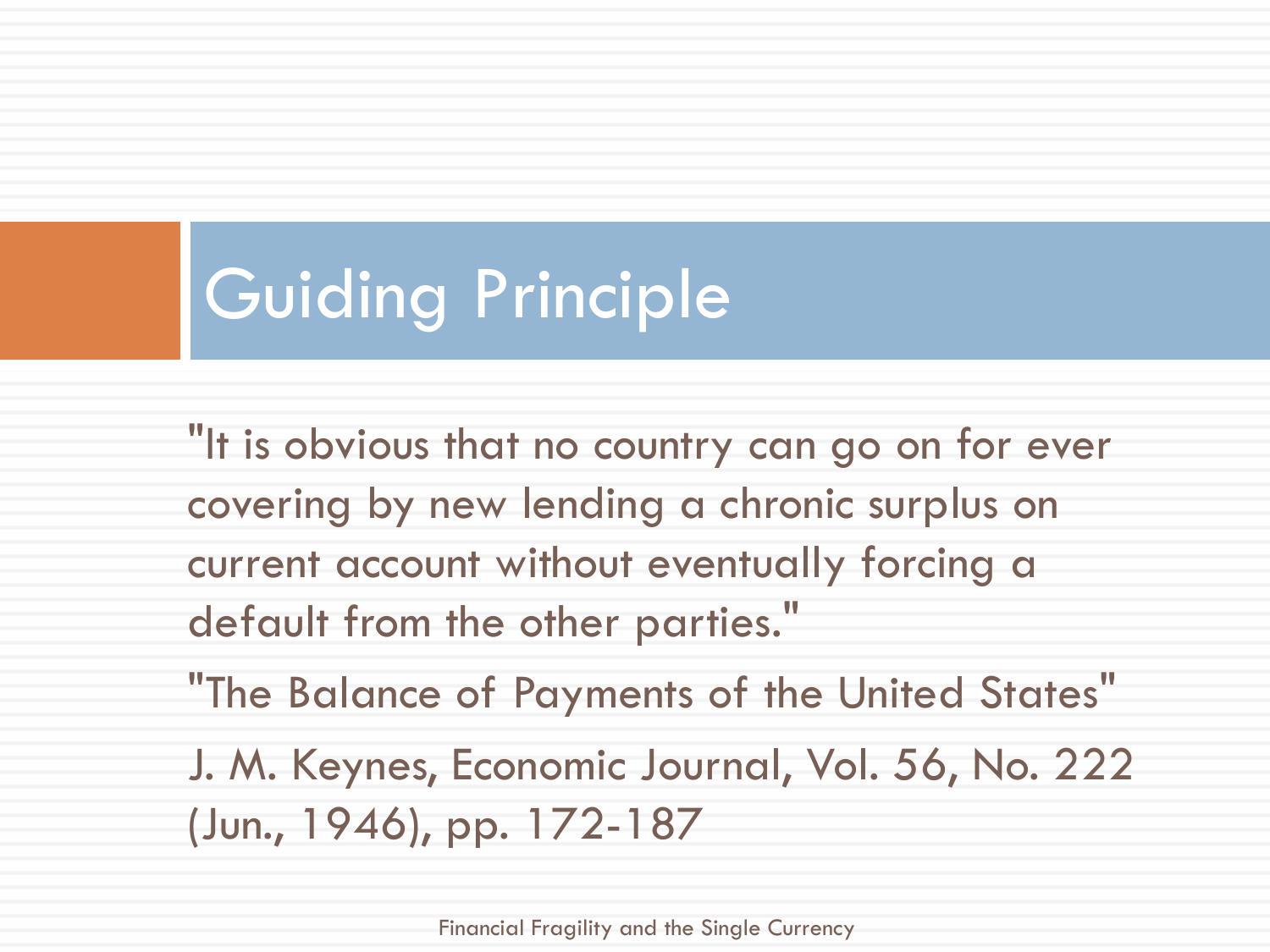# Guiding Principle

"It is obvious that no country can go on for ever covering by new lending a chronic surplus on current account without eventually forcing a default from the other parties."

"The Balance of Payments of the United States"

J. M. Keynes, Economic Journal, Vol. 56, No. 222 (Jun., 1946), pp. 172-187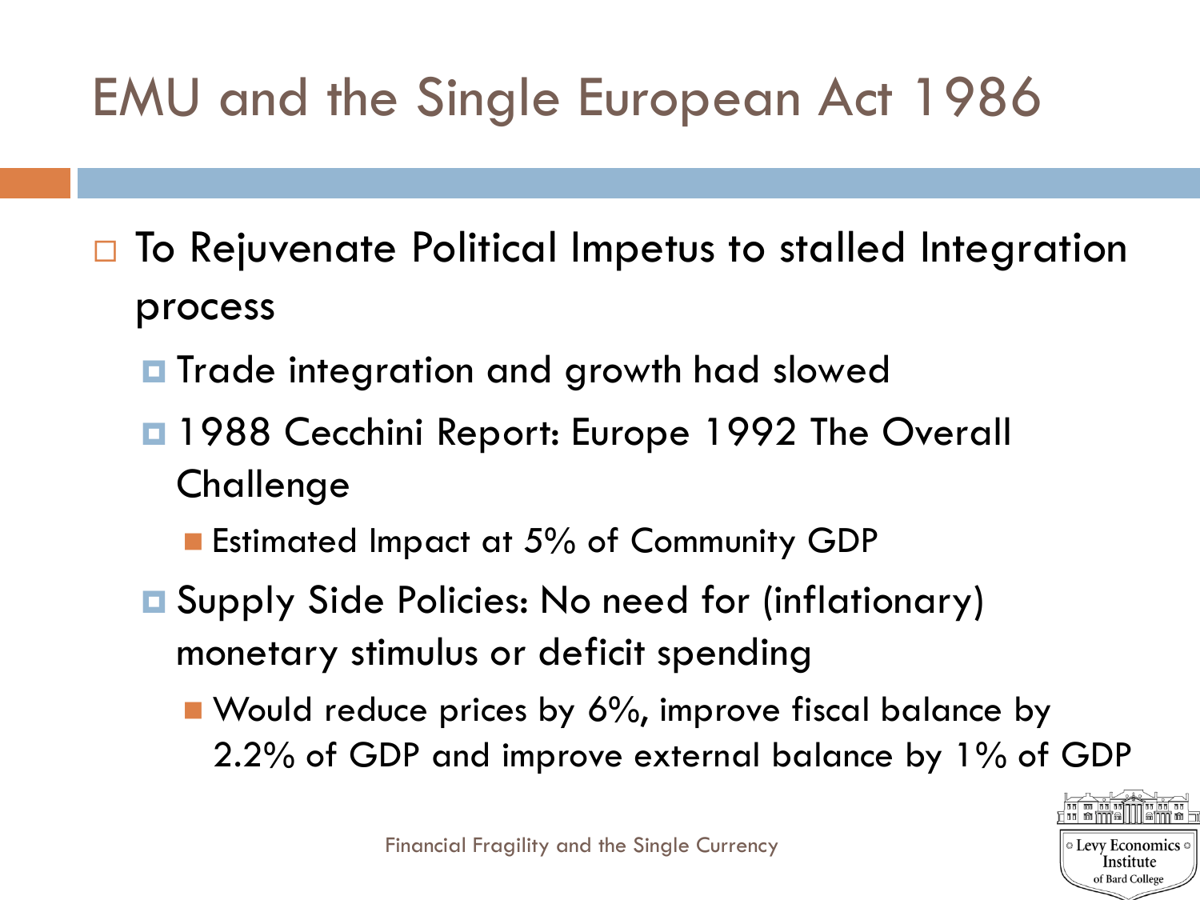# EMU and the Single European Act 1986

- To Rejuvenate Political Impetus to stalled Integration process
  - Trade integration and growth had slowed
  - 1988 Cecchini Report: Europe 1992 The Overall Challenge
    - Estimated Impact at 5% of Community GDP
  - Supply Side Policies: No need for (inflationary) monetary stimulus or deficit spending
    - Would reduce prices by 6%, improve fiscal balance by 2.2% of GDP and improve external balance by 1% of GDP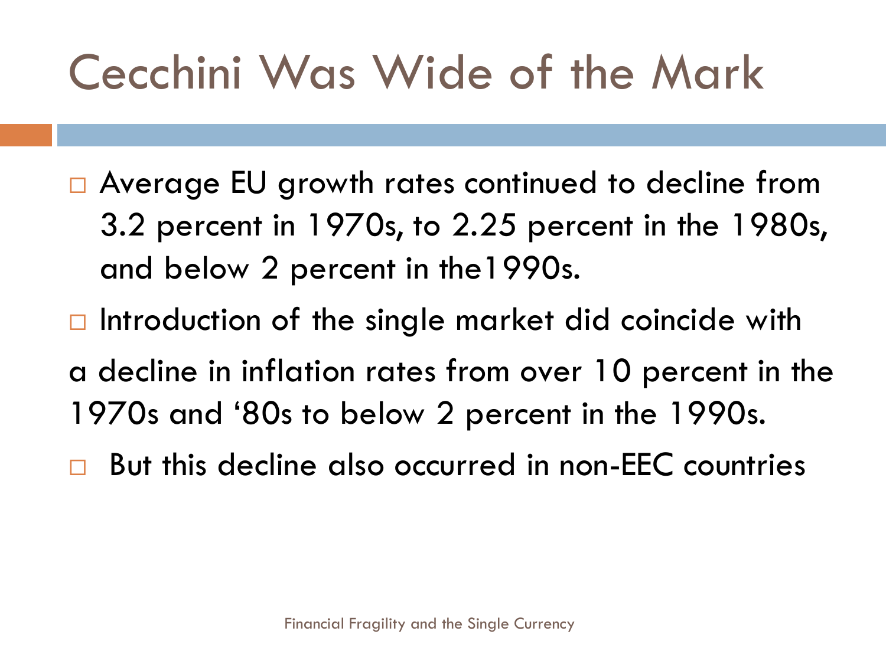# Cecchini Was Wide of the Mark

- Average EU growth rates continued to decline from 3.2 percent in 1970s, to 2.25 percent in the 1980s, and below 2 percent in the1990s.
- Introduction of the single market did coincide with a decline in inflation rates from over 10 percent in the 1970s and '80s to below 2 percent in the 1990s.
- But this decline also occurred in non-EEC countries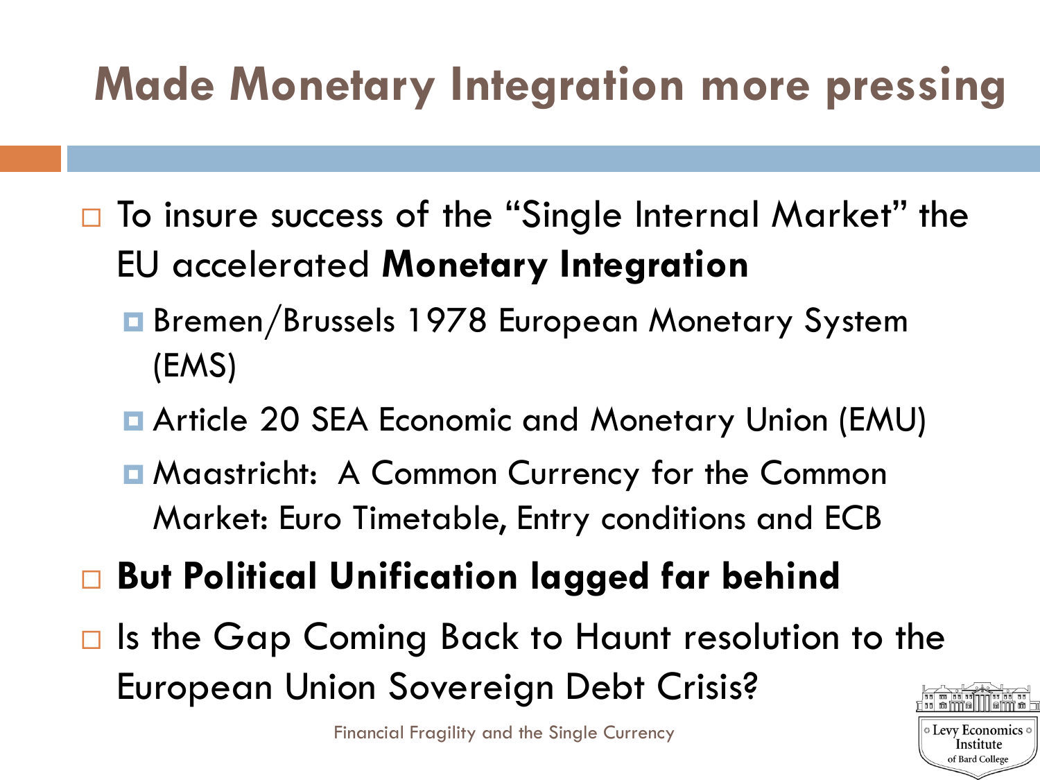# Made Monetary Integration more pressing

- To insure success of the “Single Internal Market” the EU accelerated **Monetary Integration**
  - Bremen/Brussels 1978 European Monetary System (EMS)
  - Article 20 SEA Economic and Monetary Union (EMU)
  - Maastricht: A Common Currency for the Common Market: Euro Timetable, Entry conditions and ECB
- **But Political Unification lagged far behind**
- Is the Gap Coming Back to Haunt resolution to the European Union Sovereign Debt Crisis?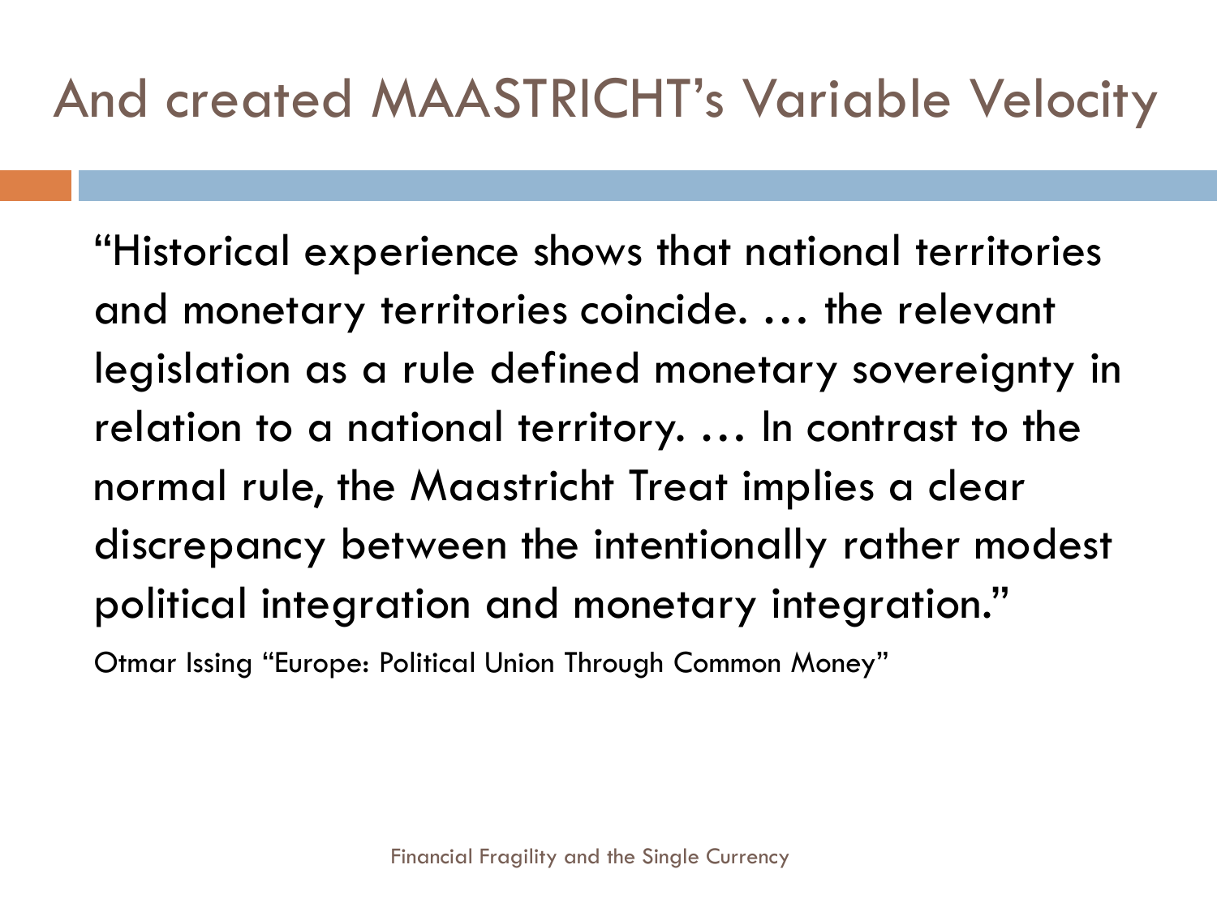# And created MAASTRICHT's Variable Velocity

"Historical experience shows that national territories and monetary territories coincide. … the relevant legislation as a rule defined monetary sovereignty in relation to a national territory. … In contrast to the normal rule, the Maastricht Treat implies a clear discrepancy between the intentionally rather modest political integration and monetary integration."

Otmar Issing "Europe: Political Union Through Common Money"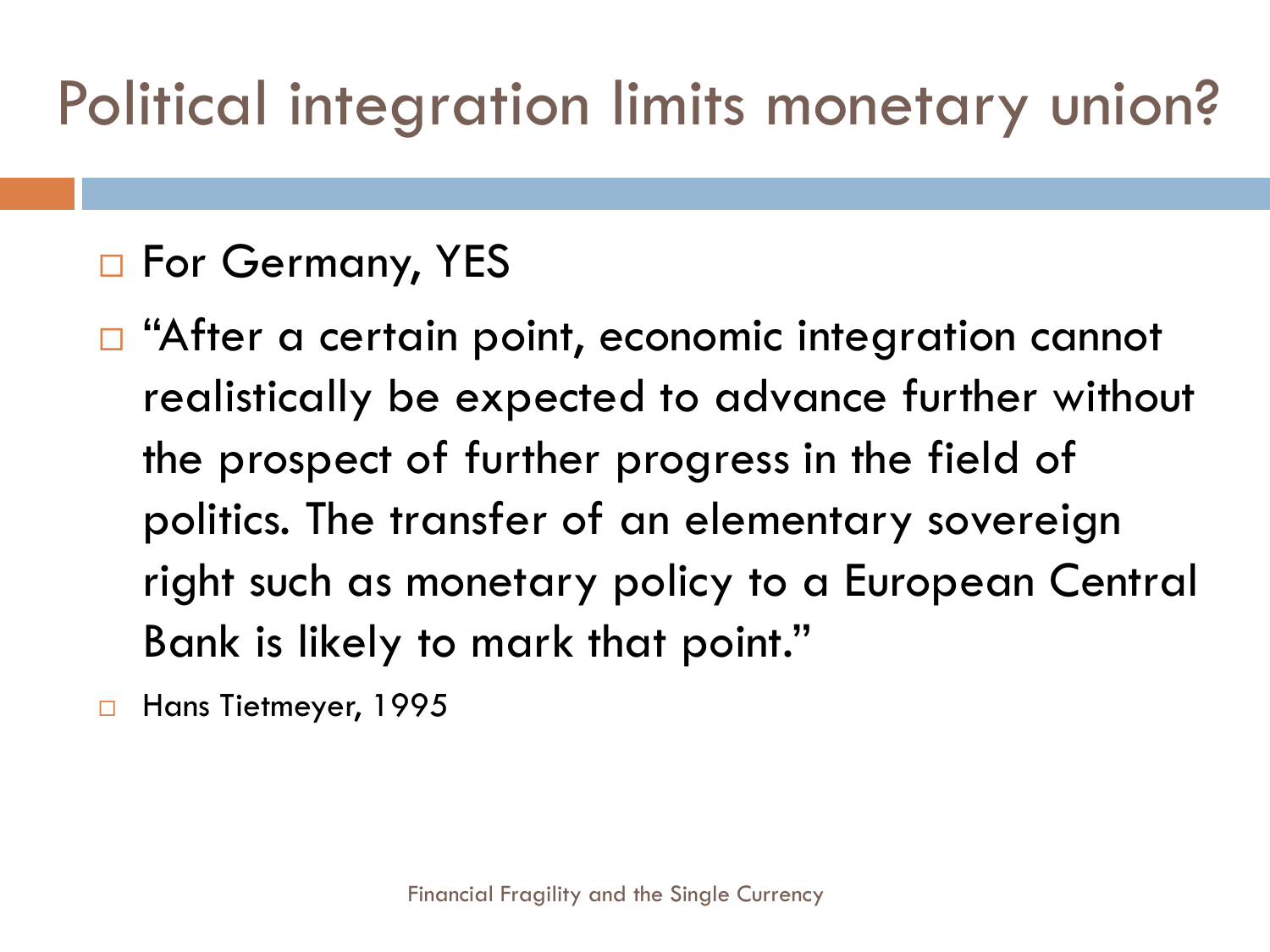# Political integration limits monetary union?

- For Germany, YES
- "After a certain point, economic integration cannot realistically be expected to advance further without the prospect of further progress in the field of politics. The transfer of an elementary sovereign right such as monetary policy to a European Central Bank is likely to mark that point."
- Hans Tietmeyer, 1995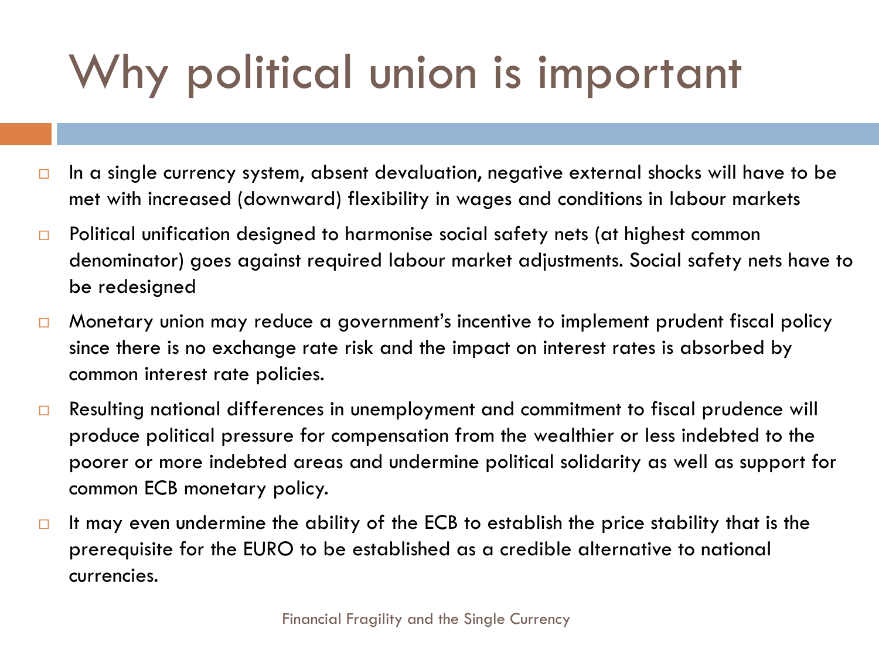# Why political union is important

- In a single currency system, absent devaluation, negative external shocks will have to be met with increased (downward) flexibility in wages and conditions in labour markets
- Political unification designed to harmonise social safety nets (at highest common denominator) goes against required labour market adjustments. Social safety nets have to be redesigned
- Monetary union may reduce a government's incentive to implement prudent fiscal policy since there is no exchange rate risk and the impact on interest rates is absorbed by common interest rate policies.
- Resulting national differences in unemployment and commitment to fiscal prudence will produce political pressure for compensation from the wealthier or less indebted to the poorer or more indebted areas and undermine political solidarity as well as support for common ECB monetary policy.
- It may even undermine the ability of the ECB to establish the price stability that is the prerequisite for the EURO to be established as a credible alternative to national currencies.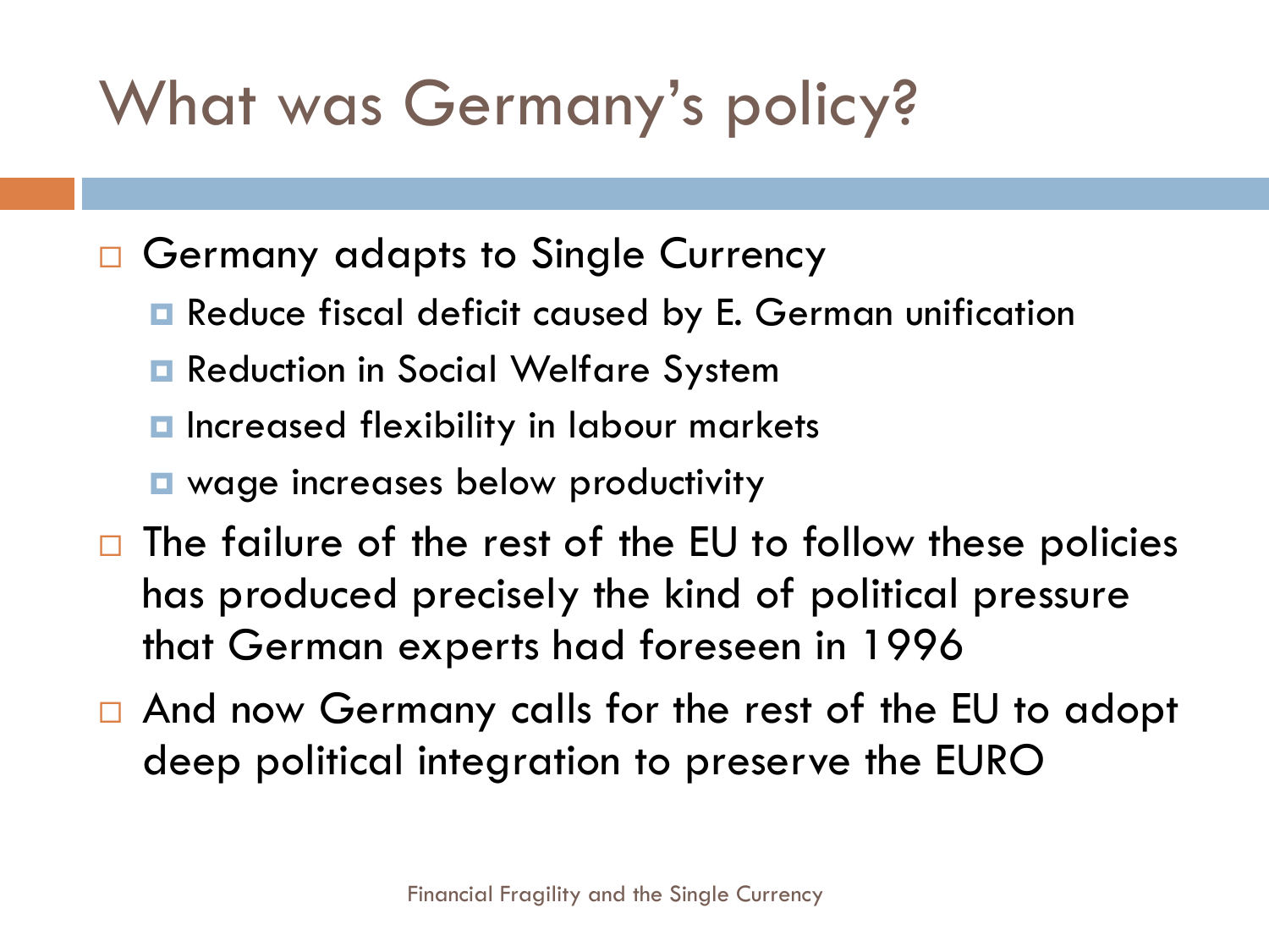# What was Germany's policy?

- Germany adapts to Single Currency
  - Reduce fiscal deficit caused by E. German unification
  - Reduction in Social Welfare System
  - Increased flexibility in labour markets
  - wage increases below productivity
- The failure of the rest of the EU to follow these policies has produced precisely the kind of political pressure that German experts had foreseen in 1996
- And now Germany calls for the rest of the EU to adopt deep political integration to preserve the EURO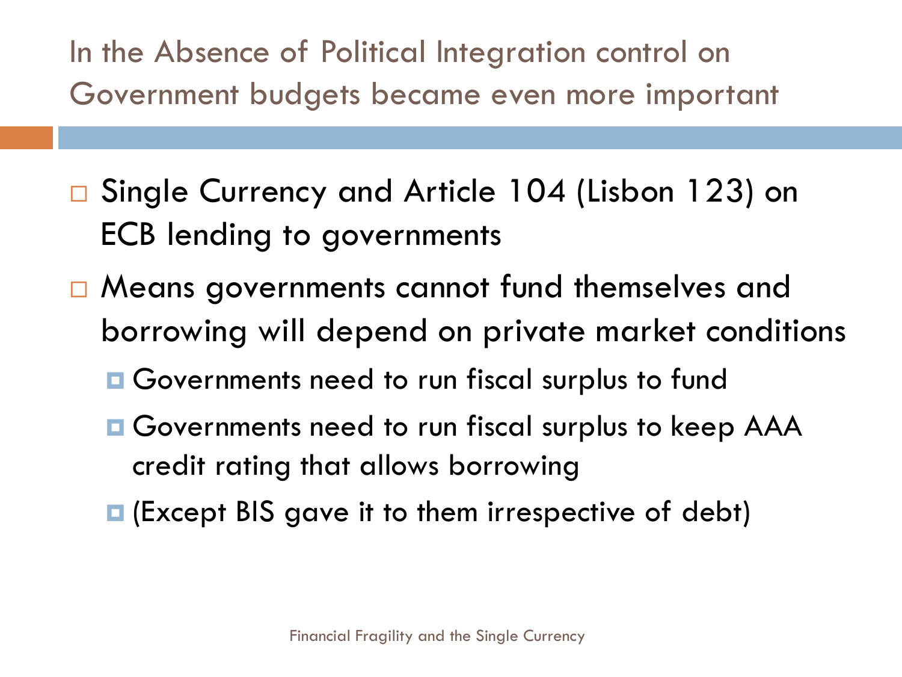# In the Absence of Political Integration control on Government budgets became even more important

- Single Currency and Article 104 (Lisbon 123) on ECB lending to governments
- Means governments cannot fund themselves and borrowing will depend on private market conditions
  - Governments need to run fiscal surplus to fund
  - Governments need to run fiscal surplus to keep AAA credit rating that allows borrowing
  - (Except BIS gave it to them irrespective of debt)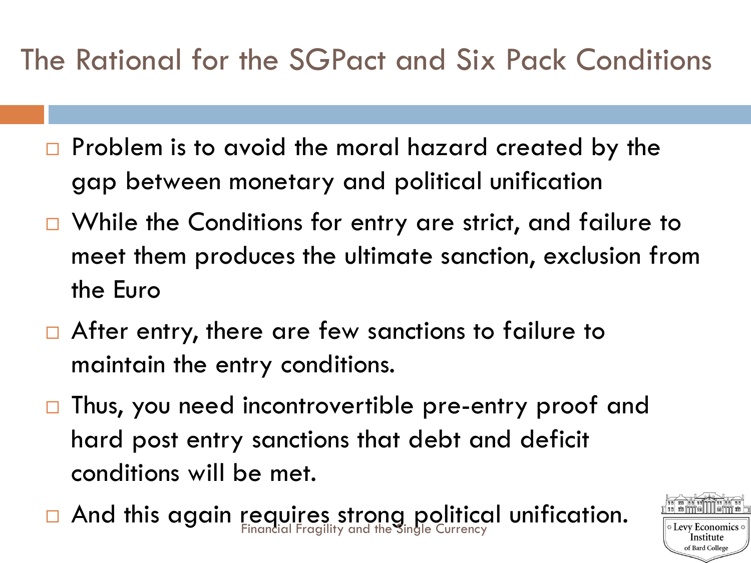# The Rational for the SGPact and Six Pack Conditions

- Problem is to avoid the moral hazard created by the gap between monetary and political unification
- While the Conditions for entry are strict, and failure to meet them produces the ultimate sanction, exclusion from the Euro
- After entry, there are few sanctions to failure to maintain the entry conditions.
- Thus, you need incontrovertible pre-entry proof and hard post entry sanctions that debt and deficit conditions will be met.
- And this again requires strong political unification.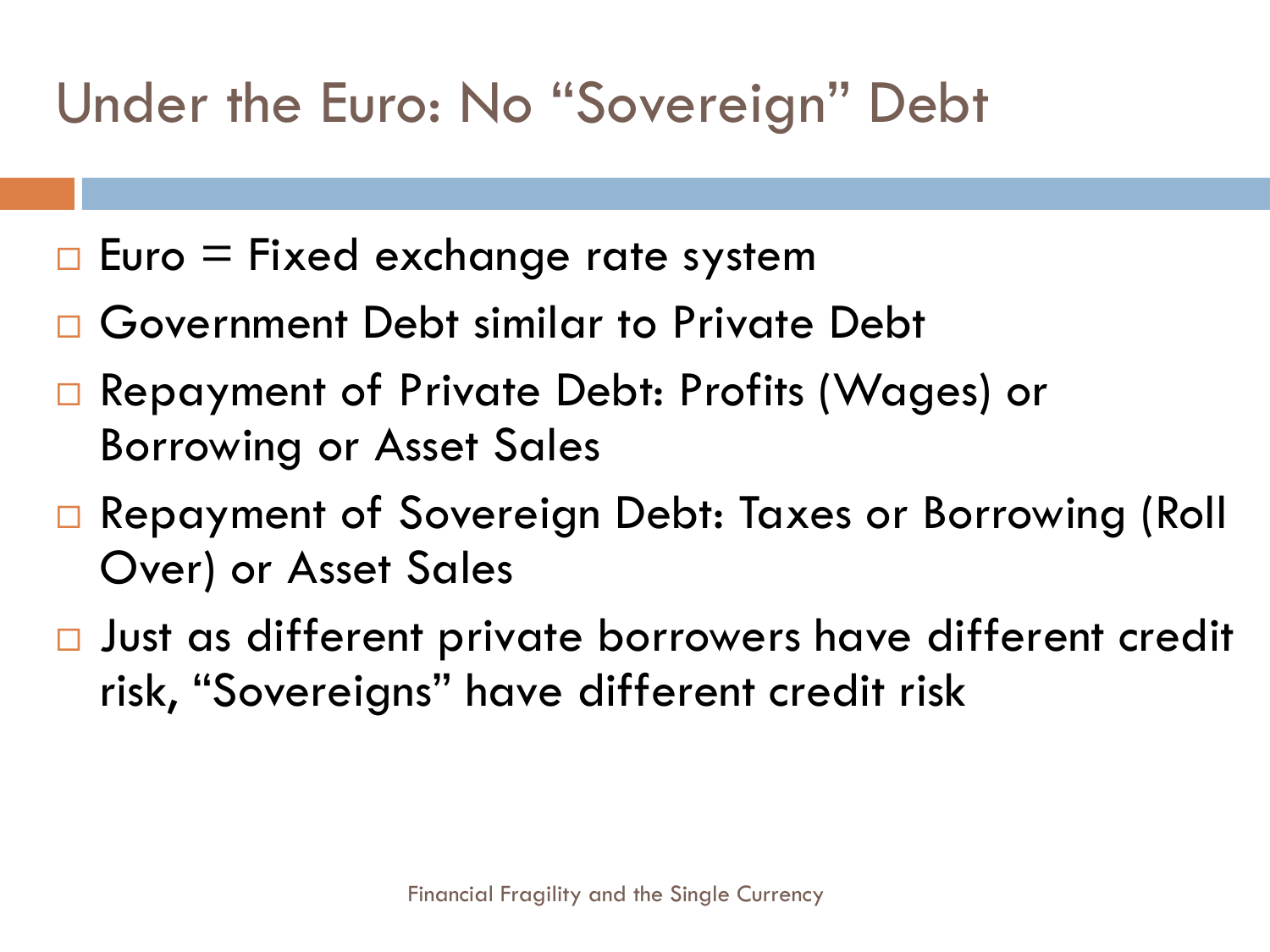# Under the Euro: No "Sovereign" Debt

- Euro = Fixed exchange rate system
- Government Debt similar to Private Debt
- Repayment of Private Debt: Profits (Wages) or Borrowing or Asset Sales
- Repayment of Sovereign Debt: Taxes or Borrowing (Roll Over) or Asset Sales
- Just as different private borrowers have different credit risk, "Sovereigns" have different credit risk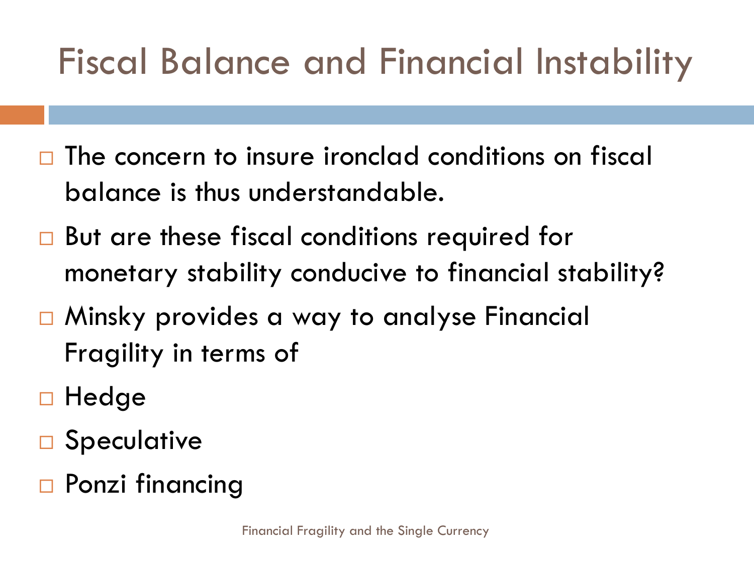# Fiscal Balance and Financial Instability

- The concern to insure ironclad conditions on fiscal balance is thus understandable.
- But are these fiscal conditions required for monetary stability conducive to financial stability?
- Minsky provides a way to analyse Financial Fragility in terms of
- Hedge
- Speculative
- Ponzi financing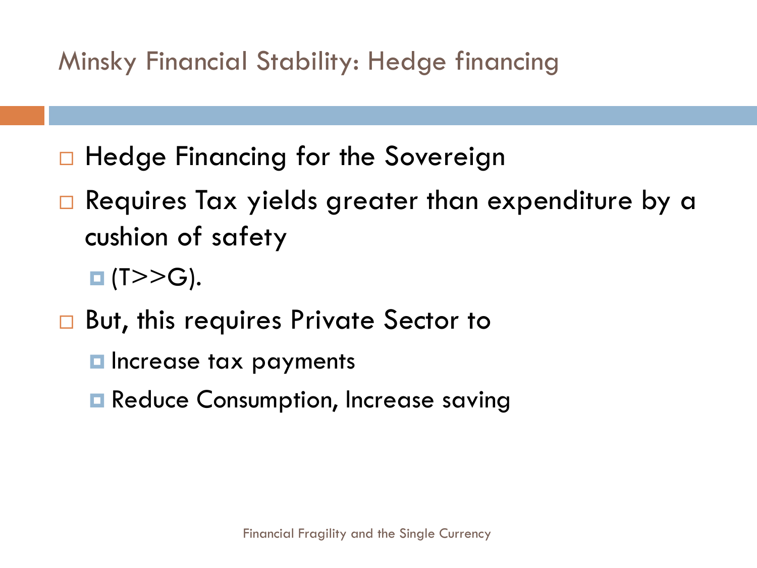# Minsky Financial Stability: Hedge financing

- Hedge Financing for the Sovereign
- Requires Tax yields greater than expenditure by a cushion of safety
  - (T>>G).
- But, this requires Private Sector to
  - Increase tax payments
  - Reduce Consumption, Increase saving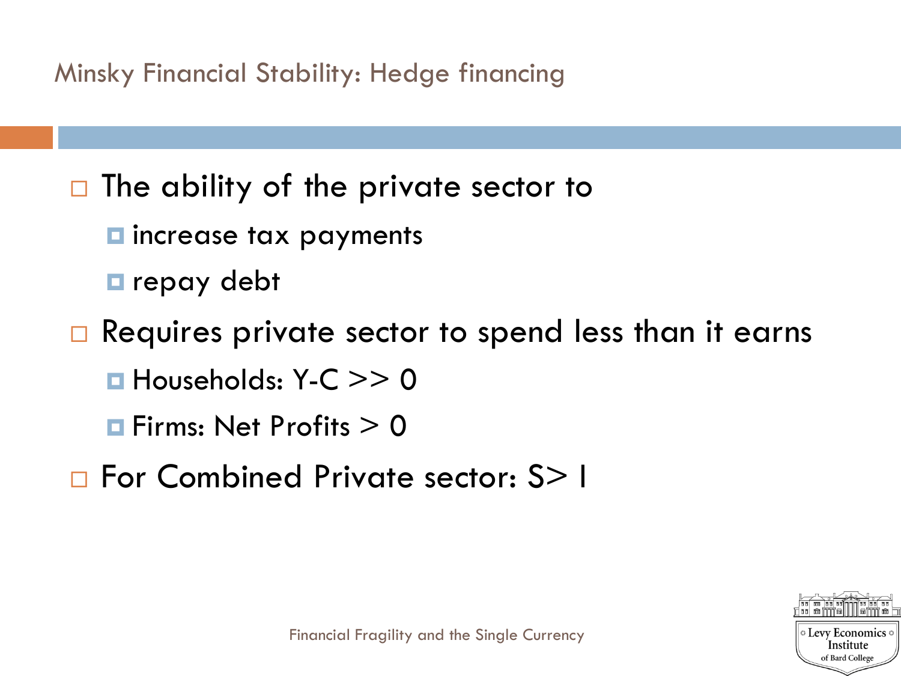## Minsky Financial Stability: Hedge financing

- The ability of the private sector to
  - increase tax payments
  - repay debt
- Requires private sector to spend less than it earns
  - Households: $Y - C >> 0$
  - Firms: Net Profits $> 0$
- For Combined Private sector: $S > I$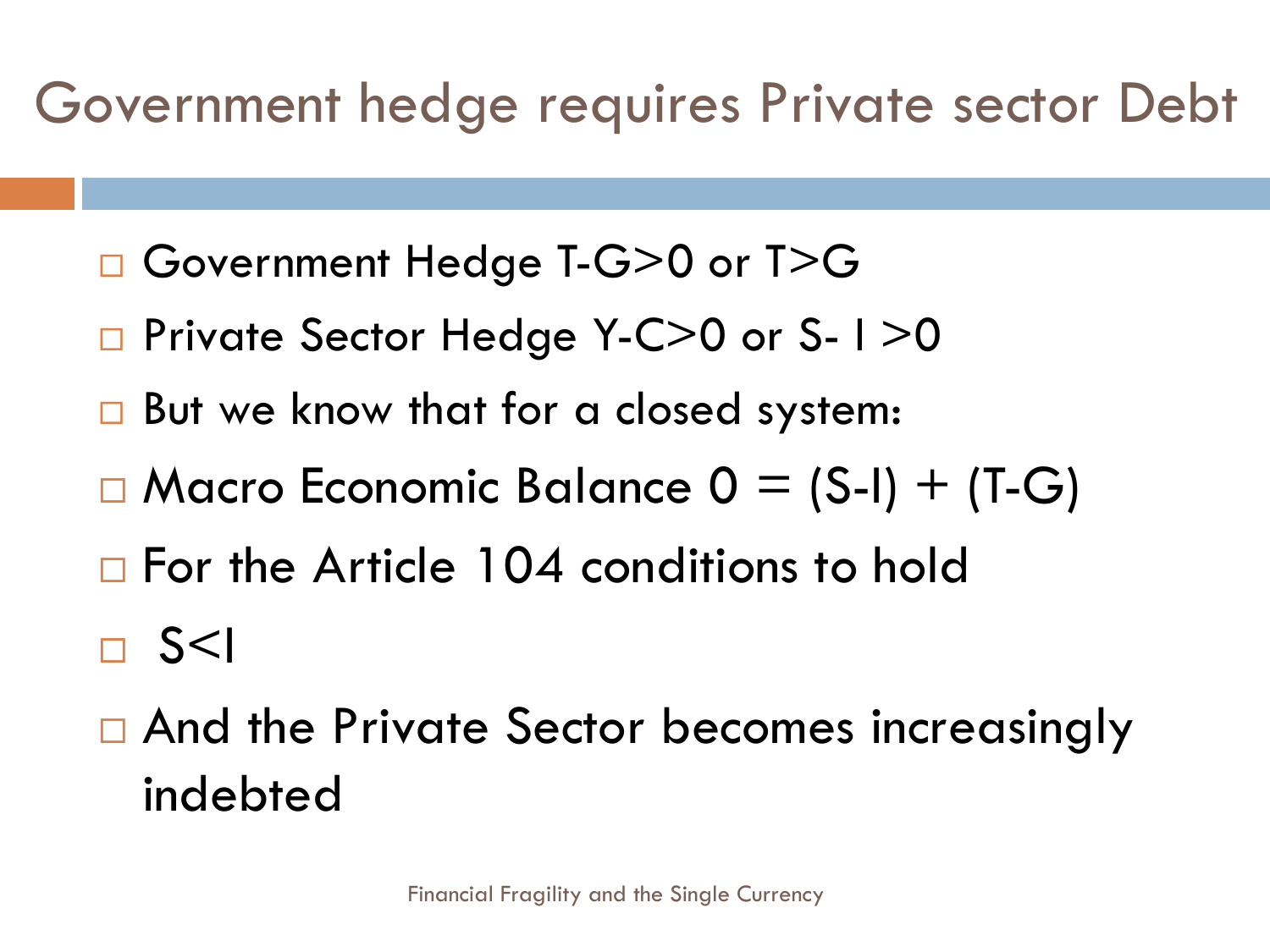# Government hedge requires Private sector Debt

- Government Hedge $T-G>0$ or $T>G$
- Private Sector Hedge $Y-C>0$ or $S-I>0$
- But we know that for a closed system:
- Macro Economic Balance $0 = (S-I) + (T-G)$
- For the Article 104 conditions to hold
- $S<I$
- And the Private Sector becomes increasingly indebted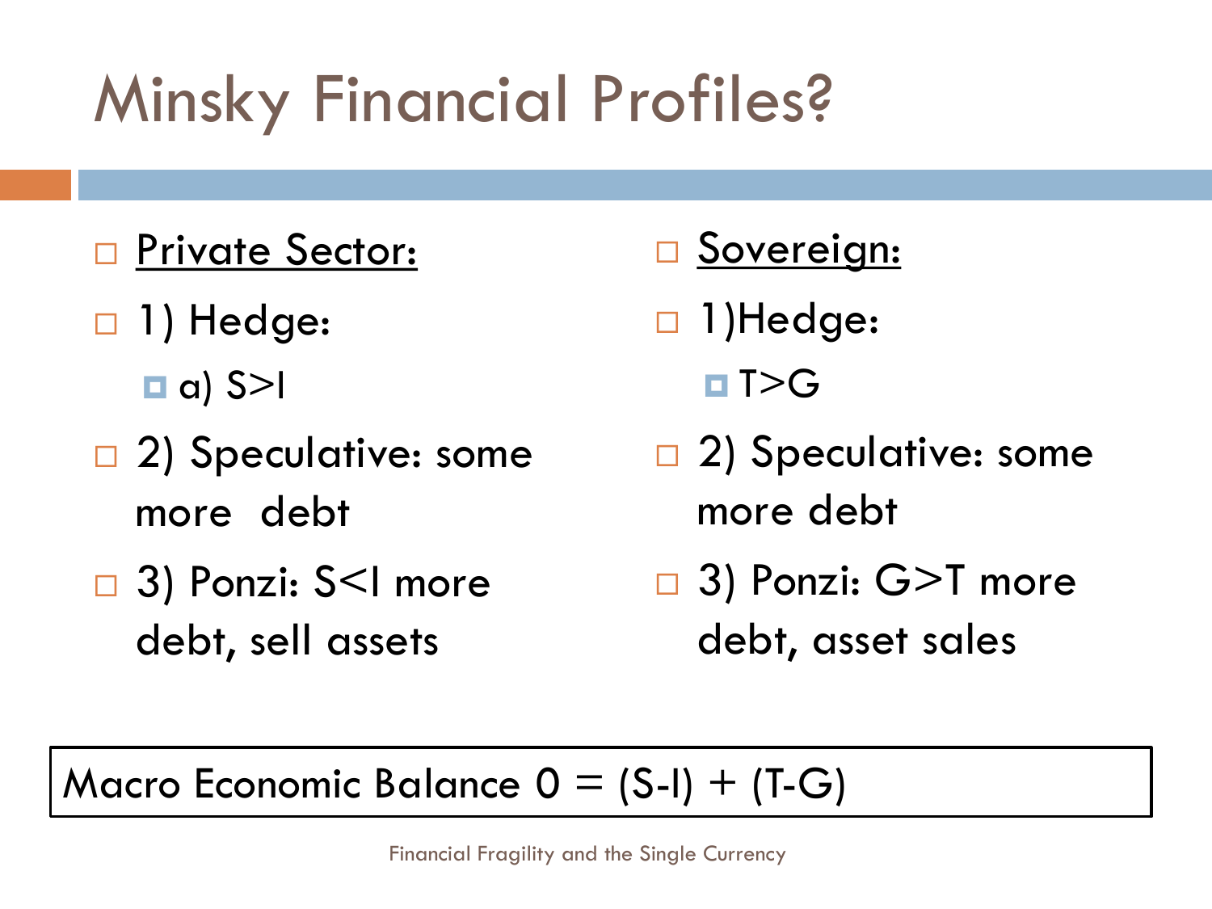# Minsky Financial Profiles?

- <u>Private Sector:</u>
- 1) Hedge:
  - a) $S>I$
- 2) Speculative: some more debt
- 3) Ponzi: $S<I$ more debt, sell assets

- <u>Sovereign:</u>
- 1)Hedge:
  - $T>G$
- 2) Speculative: some more debt
- 3) Ponzi: $G>T$ more debt, asset sales

Macro Economic Balance $0 = (S\text{-}I) + (T\text{-}G)$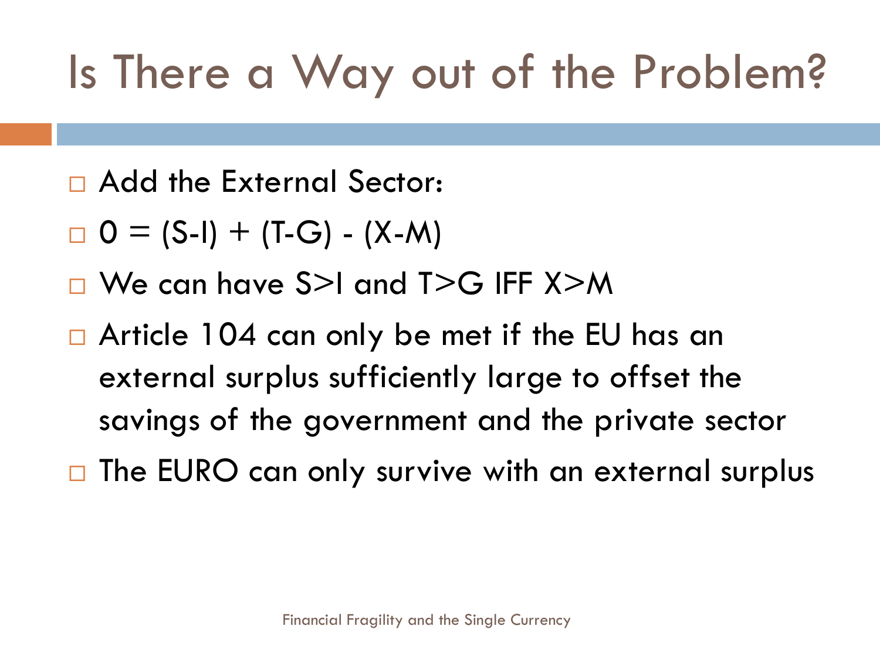# Is There a Way out of the Problem?

- Add the External Sector:
- $0 = (S-I) + (T-G) - (X-M)$
- We can have $S>I$ and $T>G$ IFF $X>M$
- Article 104 can only be met if the EU has an external surplus sufficiently large to offset the savings of the government and the private sector
- The EURO can only survive with an external surplus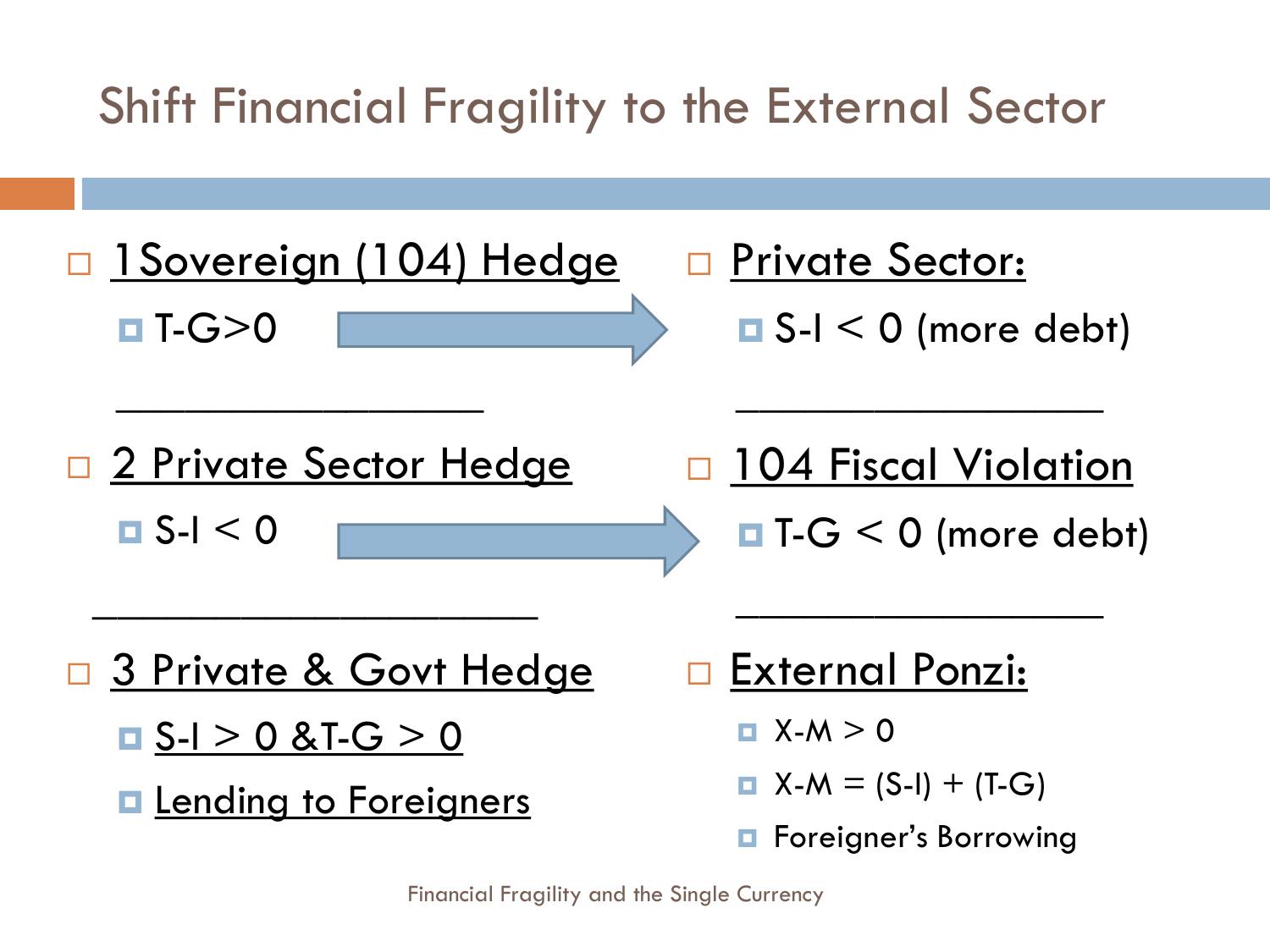# Shift Financial Fragility to the External Sector

- 1Sovereign (104) Hedge
  - $T-G>0$
- Private Sector:
  - $S-I < 0$ (more debt)

---

- 2 Private Sector Hedge
  - $S-I < 0$
- 104 Fiscal Violation
  - $T-G < 0$ (more debt)

---

- 3 Private & Govt Hedge
  - $S-I > 0$ & $T-G > 0$
  - Lending to Foreigners
- External Ponzi:
  - $X-M > 0$
  - $X-M = (S-I) + (T-G)$
  - Foreigner's Borrowing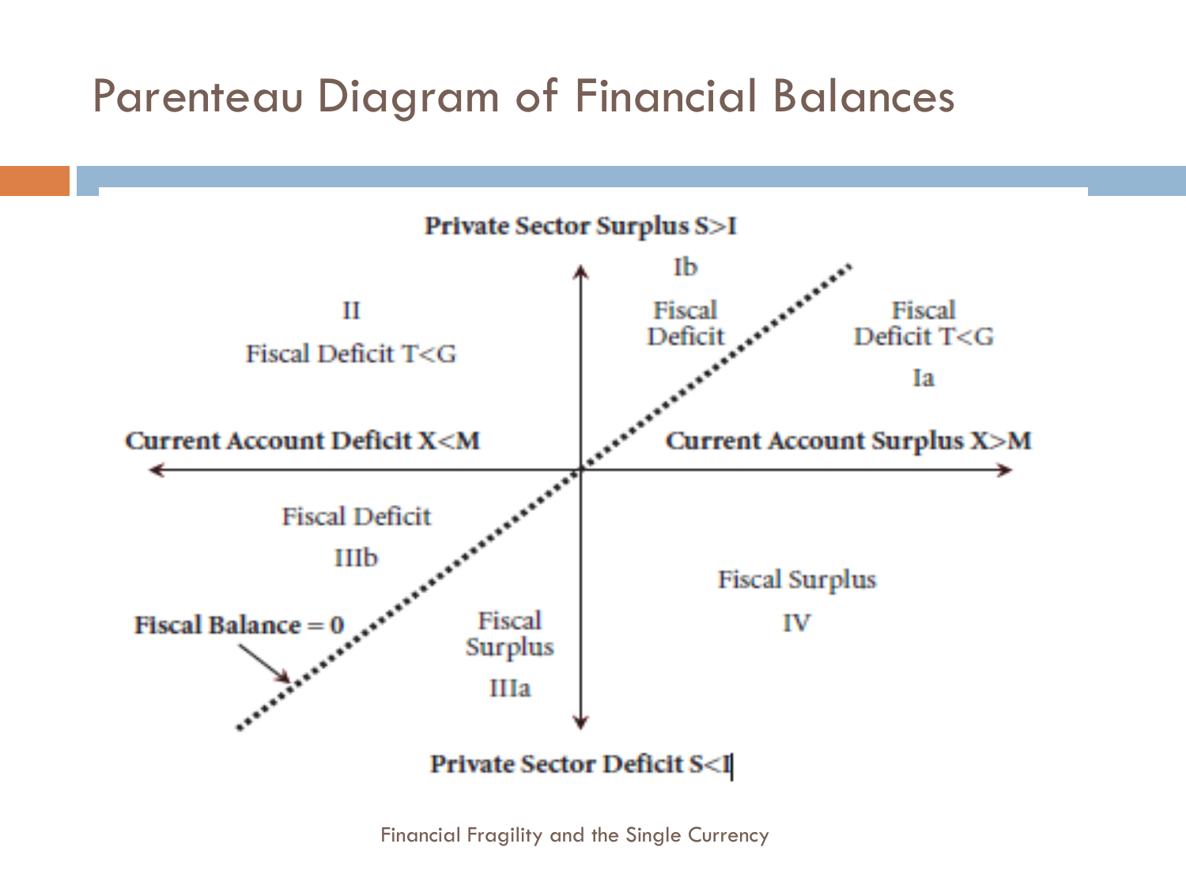# Parenteau Diagram of Financial Balances

**Private Sector Surplus S>I**

Ib

Fiscal Deficit

II

Fiscal Deficit T<G

Fiscal Deficit T<G

Ia

**Current Account Deficit X<M**

**Current Account Surplus X>M**

Fiscal Deficit

IIIb

Fiscal Surplus

IV

**Fiscal Balance = 0**

Fiscal Surplus

IIIa

**Private Sector Deficit S<I**

Financial Fragility and the Single Currency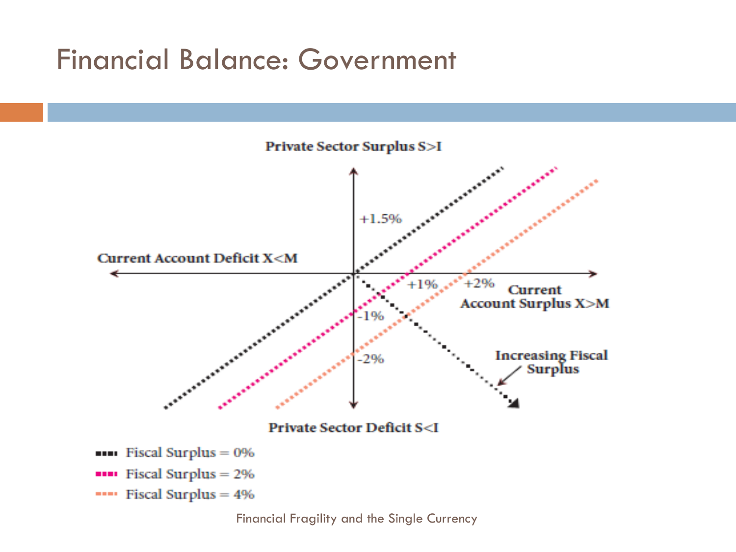# Financial Balance: Government

Private Sector Surplus S>I

+1.5%

Current Account Deficit X<M

+1%

+2%

Current Account Surplus X>M

-1%

-2%

Increasing Fiscal Surplus

Private Sector Deficit S<I

- Fiscal Surplus = 0%
- Fiscal Surplus = 2%
- Fiscal Surplus = 4%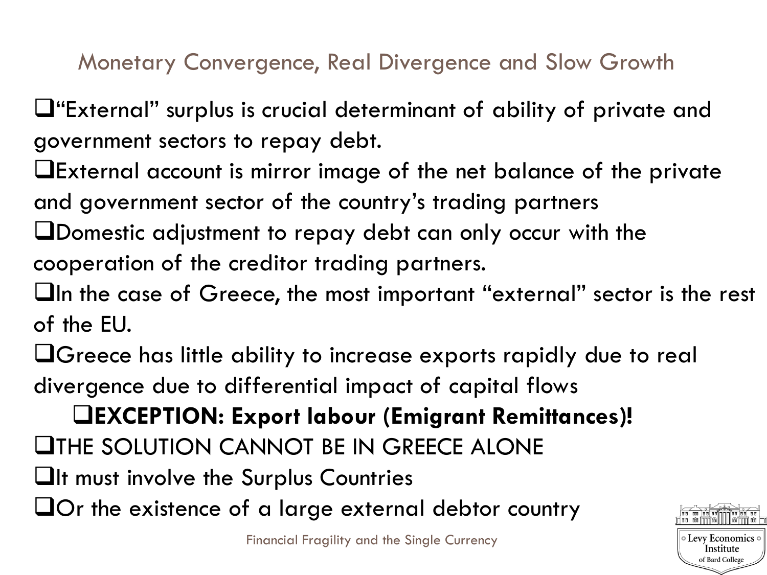## Monetary Convergence, Real Divergence and Slow Growth

- "External" surplus is crucial determinant of ability of private and government sectors to repay debt.
- External account is mirror image of the net balance of the private and government sector of the country's trading partners
- Domestic adjustment to repay debt can only occur with the cooperation of the creditor trading partners.
- In the case of Greece, the most important "external" sector is the rest of the EU.
- Greece has little ability to increase exports rapidly due to real divergence due to differential impact of capital flows
  - **EXCEPTION: Export labour (Emigrant Remittances)!**
- THE SOLUTION CANNOT BE IN GREECE ALONE
- It must involve the Surplus Countries
- Or the existence of a large external debtor country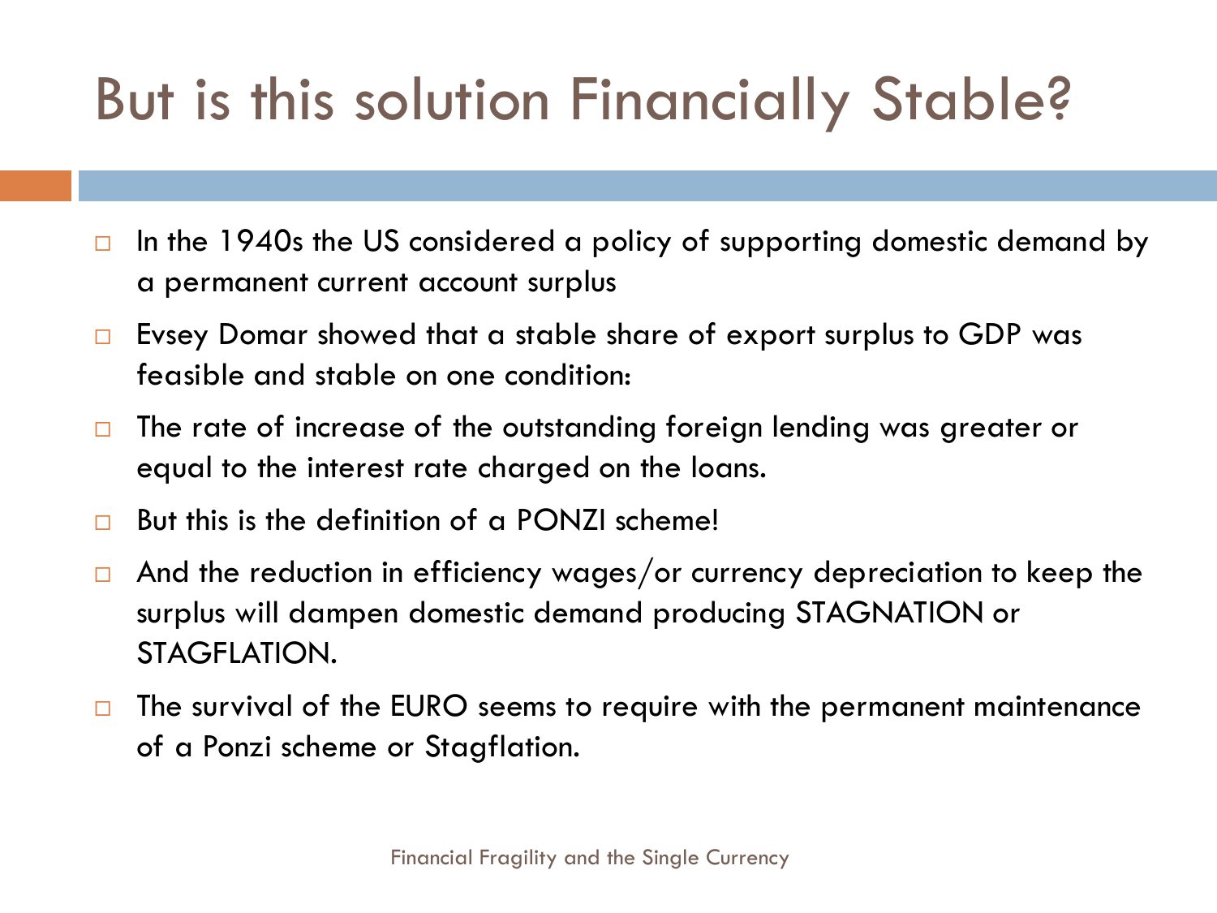# But is this solution Financially Stable?

- In the 1940s the US considered a policy of supporting domestic demand by a permanent current account surplus
- Evsey Domar showed that a stable share of export surplus to GDP was feasible and stable on one condition:
- The rate of increase of the outstanding foreign lending was greater or equal to the interest rate charged on the loans.
- But this is the definition of a PONZI scheme!
- And the reduction in efficiency wages/or currency depreciation to keep the surplus will dampen domestic demand producing STAGNATION or STAGFLATION.
- The survival of the EURO seems to require with the permanent maintenance of a Ponzi scheme or Stagflation.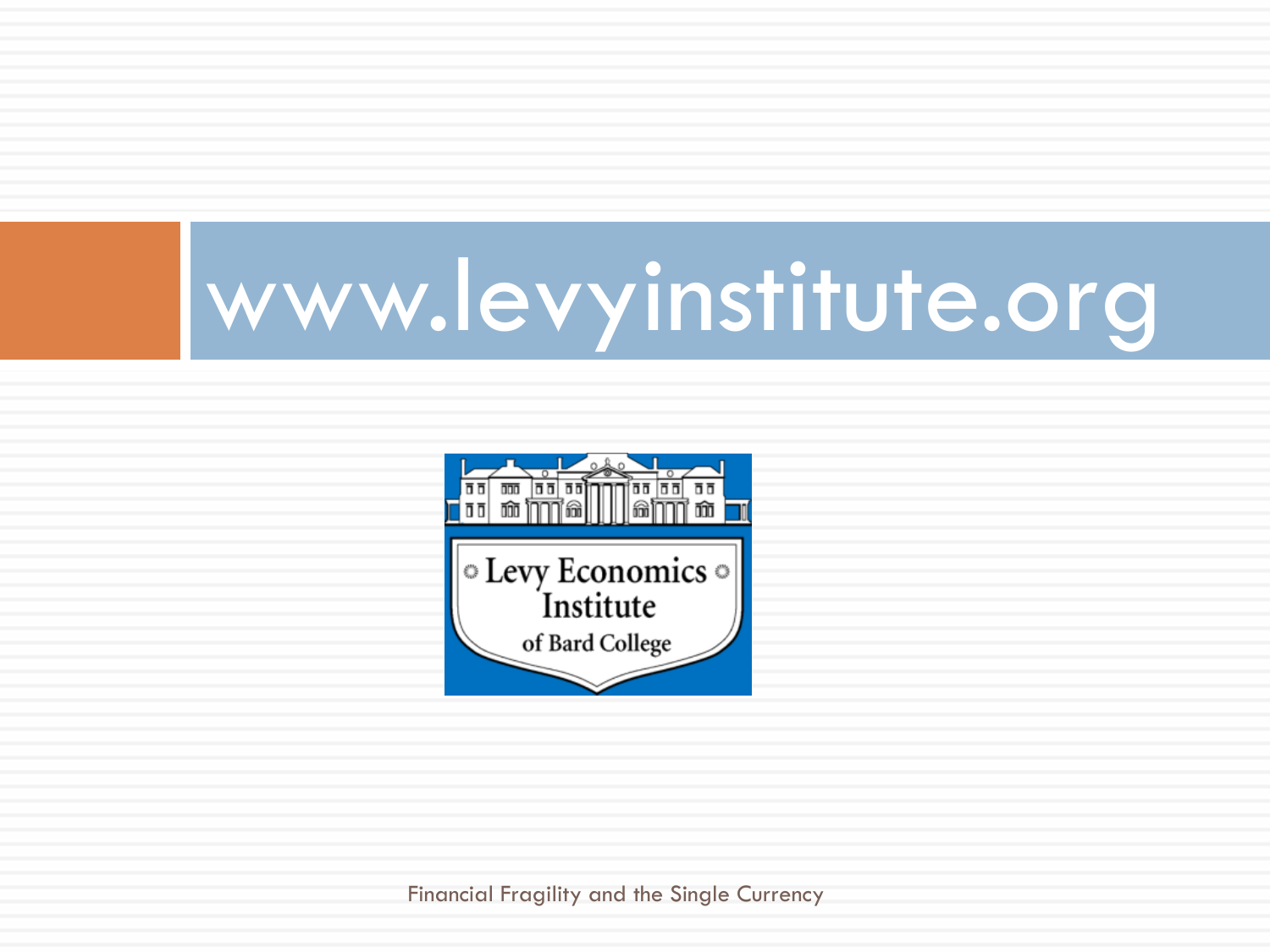# www.levyinstitute.org

Levy Economics Institute of Bard College